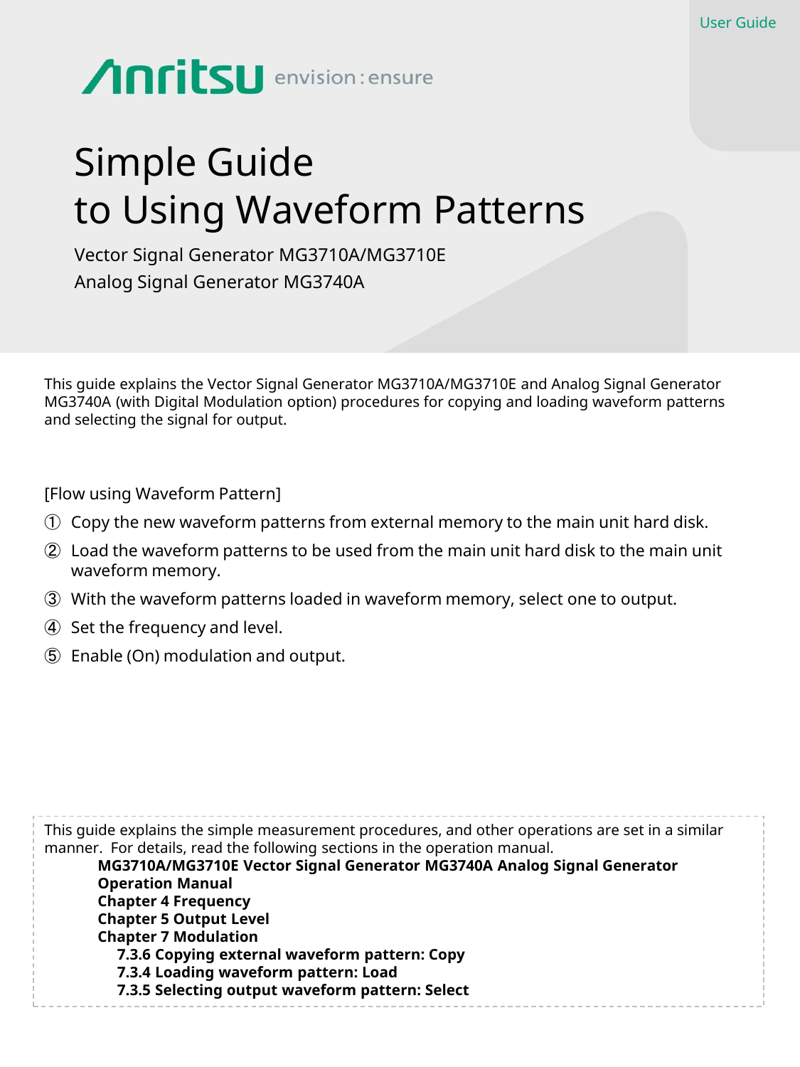User Guide

Anritsu envision : ensure

# Simple Guide to Using Waveform Patterns

Vector Signal Generator MG3710A/MG3710E
Analog Signal Generator MG3740A

This guide explains the Vector Signal Generator MG3710A/MG3710E and Analog Signal Generator MG3740A (with Digital Modulation option) procedures for copying and loading waveform patterns and selecting the signal for output.

[Flow using Waveform Pattern]

① Copy the new waveform patterns from external memory to the main unit hard disk.

② Load the waveform patterns to be used from the main unit hard disk to the main unit waveform memory.

③ With the waveform patterns loaded in waveform memory, select one to output.

④ Set the frequency and level.

⑤ Enable (On) modulation and output.

This guide explains the simple measurement procedures, and other operations are set in a similar manner. For details, read the following sections in the operation manual.

**MG3710A/MG3710E Vector Signal Generator MG3740A Analog Signal Generator Operation Manual**
**Chapter 4 Frequency**
**Chapter 5 Output Level**
**Chapter 7 Modulation**
  **7.3.6 Copying external waveform pattern: Copy**
  **7.3.4 Loading waveform pattern: Load**
  **7.3.5 Selecting output waveform pattern: Select**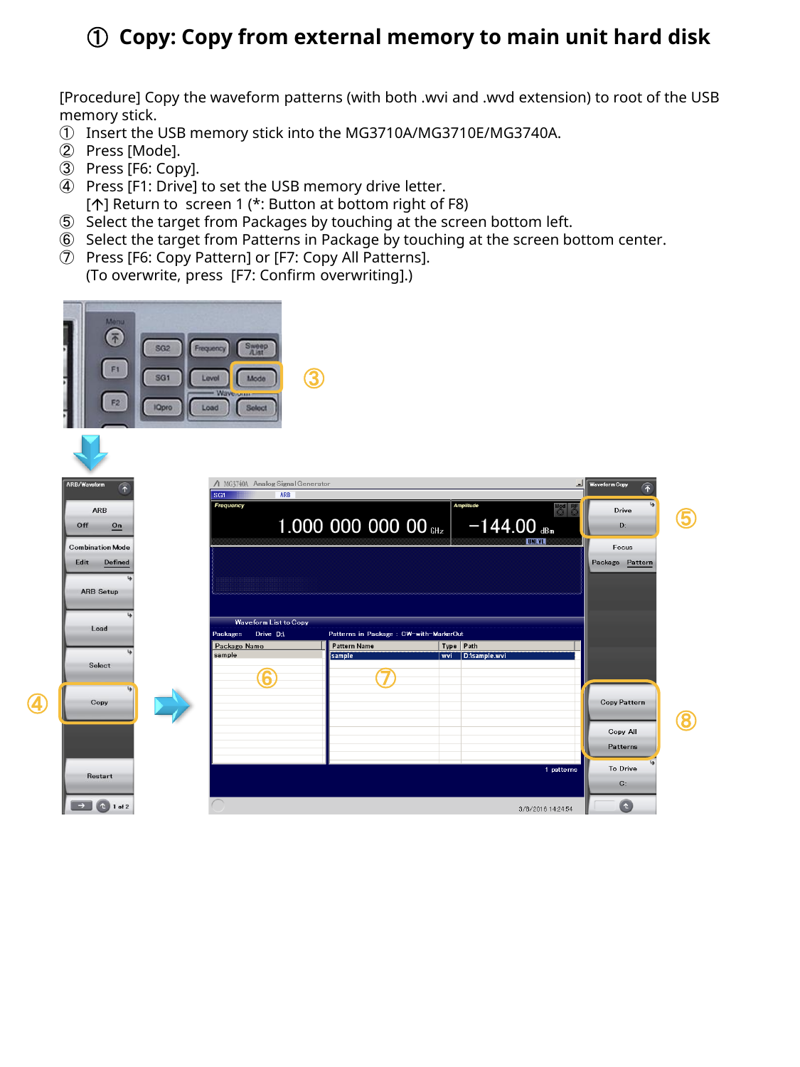# ① Copy: Copy from external memory to main unit hard disk

[Procedure] Copy the waveform patterns (with both .wvi and .wvd extension) to root of the USB memory stick.

① Insert the USB memory stick into the MG3710A/MG3710E/MG3740A.
② Press [Mode].
③ Press [F6: Copy].
④ Press [F1: Drive] to set the USB memory drive letter.
[↑] Return to screen 1 (*: Button at bottom right of F8)
⑤ Select the target from Packages by touching at the screen bottom left.
⑥ Select the target from Patterns in Package by touching at the screen bottom center.
⑦ Press [F6: Copy Pattern] or [F7: Copy All Patterns].
(To overwrite, press [F7: Confirm overwriting].)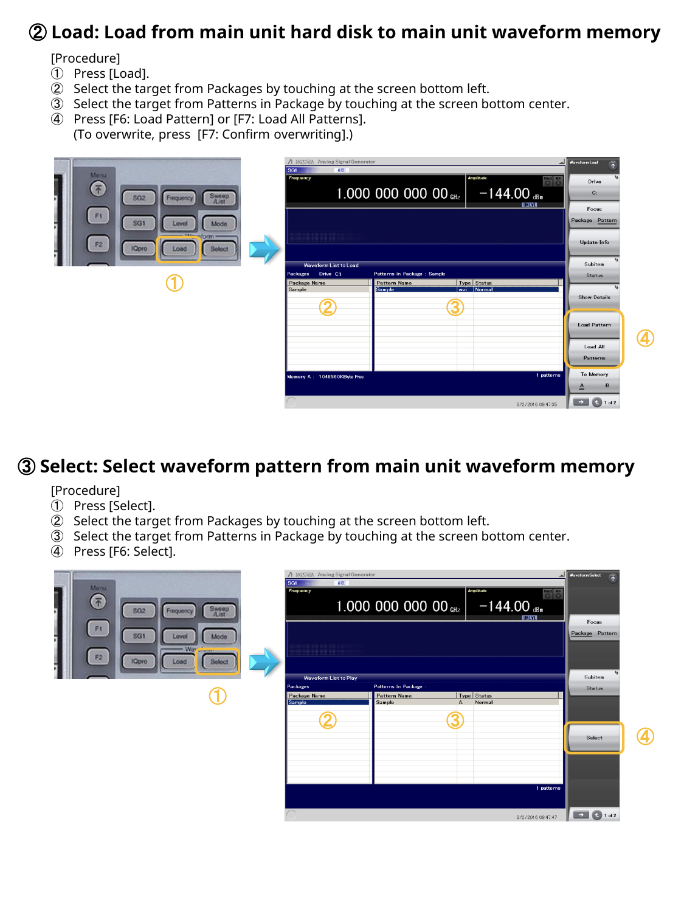## ② Load: Load from main unit hard disk to main unit waveform memory

[Procedure]

① Press [Load].

② Select the target from Packages by touching at the screen bottom left.

③ Select the target from Patterns in Package by touching at the screen bottom center.

④ Press [F6: Load Pattern] or [F7: Load All Patterns].
   (To overwrite, press [F7: Confirm overwriting].)

## ③ Select: Select waveform pattern from main unit waveform memory

[Procedure]

① Press [Select].

② Select the target from Packages by touching at the screen bottom left.

③ Select the target from Patterns in Package by touching at the screen bottom center.

④ Press [F6: Select].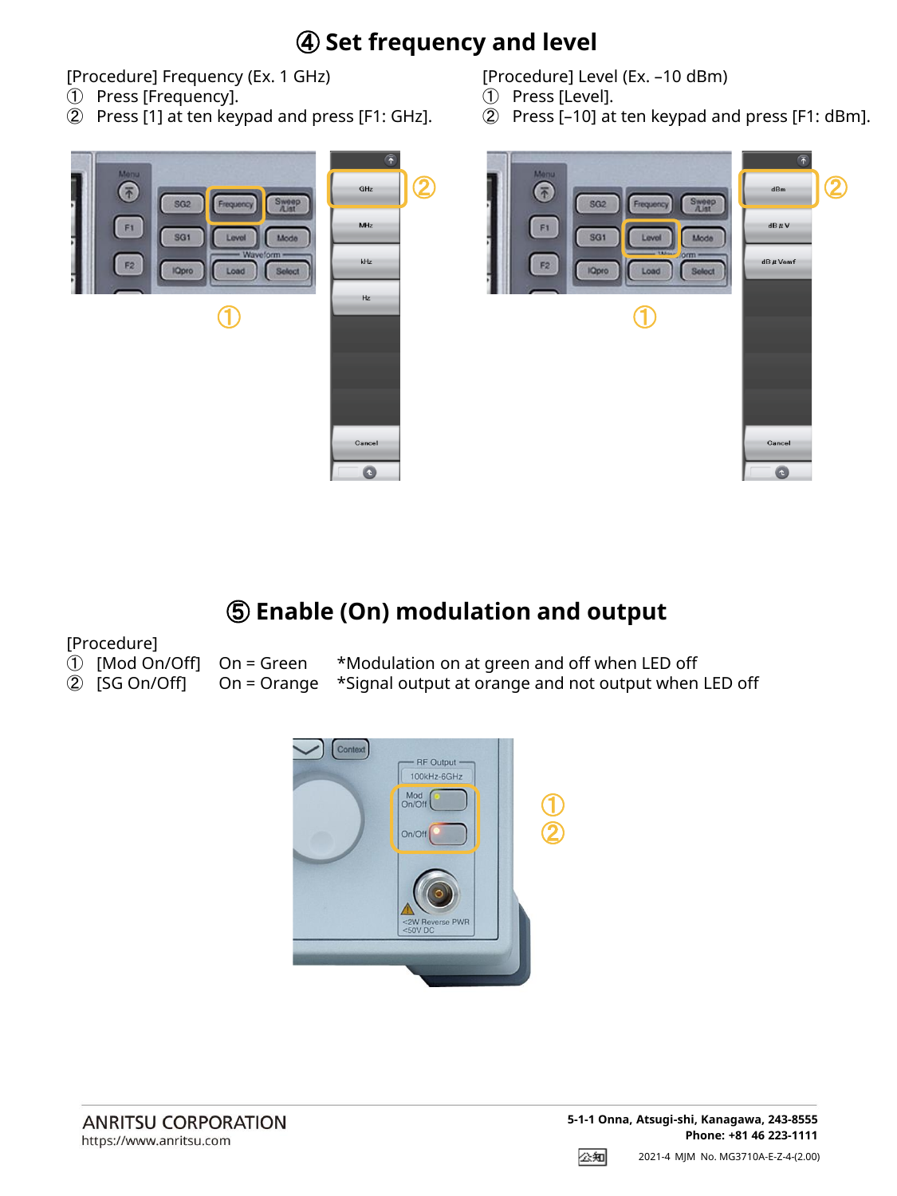## ④ Set frequency and level

[Procedure] Frequency (Ex. 1 GHz)
① Press [Frequency].
② Press [1] at ten keypad and press [F1: GHz].

[Procedure] Level (Ex. –10 dBm)
① Press [Level].
② Press [–10] at ten keypad and press [F1: dBm].

## ⑤ Enable (On) modulation and output

[Procedure]

| | | | |
|---|---|---|---|
| ① | [Mod On/Off] | On = Green | *Modulation on at green and off when LED off |
| ② | [SG On/Off] | On = Orange | *Signal output at orange and not output when LED off |

ANRITSU CORPORATION
https://www.anritsu.com

**5-1-1 Onna, Atsugi-shi, Kanagawa, 243-8555**
**Phone: +81 46 223-1111**

公知 2021-4 MJM No. MG3710A-E-Z-4-(2.00)